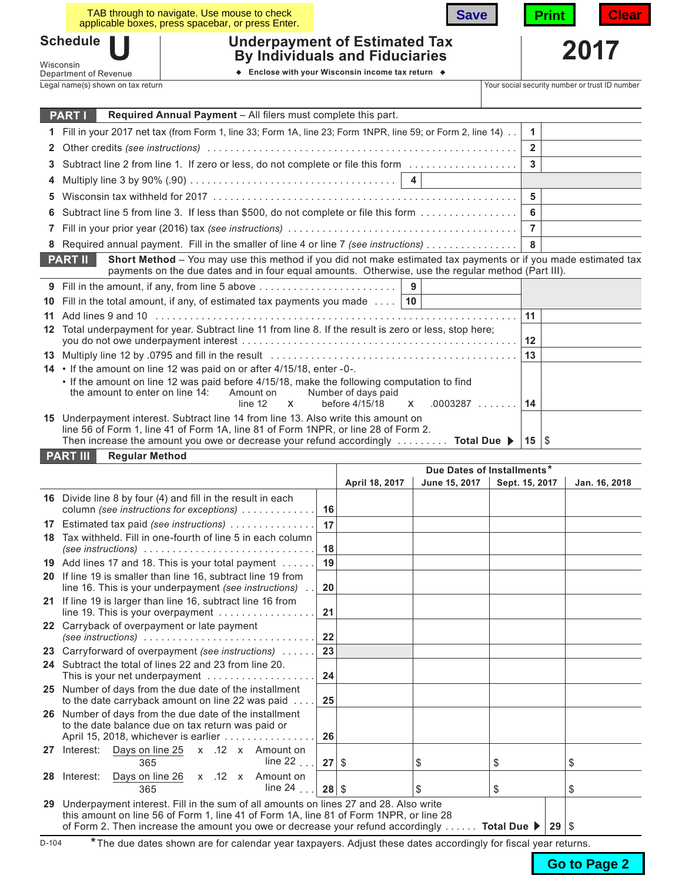TAB through to navigate. Use mouse to check applicable boxes, press spacebar, or press Enter.

Save | Print | Clear

# Schedule U

Wisconsin Department of Revenue

## Underpayment of Estimated Tax By Individuals and Fiduciaries

◆ Enclose with your Wisconsin income tax return ◆

**2017**

Legal name(s) shown on tax return | Your social security number or trust ID number

## PART I Required Annual Payment – All filers must complete this part.

1 Fill in your 2017 net tax (from Form 1, line 33; Form 1A, line 23; Form 1NPR, line 59; or Form 2, line 14) . . **1**

2 Other credits *(see instructions)* . . . . . **2**

3 Subtract line 2 from line 1. If zero or less, do not complete or file this form . . . . . **3**

4 Multiply line 3 by 90% (.90) . . . . . **4**

5 Wisconsin tax withheld for 2017 . . . . . **5**

6 Subtract line 5 from line 3. If less than $500, do not complete or file this form . . . . . **6**

7 Fill in your prior year (2016) tax *(see instructions)* . . . . . **7**

8 Required annual payment. Fill in the smaller of line 4 or line 7 *(see instructions)* . . . . . **8**

## PART II Short Method – You may use this method if you did not make estimated tax payments or if you made estimated tax payments on the due dates and in four equal amounts. Otherwise, use the regular method (Part III).

9 Fill in the amount, if any, from line 5 above . . . . . **9**

10 Fill in the total amount, if any, of estimated tax payments you made . . . . **10**

11 Add lines 9 and 10 . . . . . **11**

12 Total underpayment for year. Subtract line 11 from line 8. If the result is zero or less, stop here; you do not owe underpayment interest . . . . . **12**

13 Multiply line 12 by .0795 and fill in the result . . . . . **13**

14 • If the amount on line 12 was paid on or after 4/15/18, enter -0-.
• If the amount on line 12 was paid before 4/15/18, make the following computation to find the amount to enter on line 14: Amount on line 12 x Number of days paid before 4/15/18 x .0003287 . . . . . . . **14**

15 Underpayment interest. Subtract line 14 from line 13. Also write this amount on line 56 of Form 1, line 41 of Form 1A, line 81 of Form 1NPR, or line 28 of Form 2. Then increase the amount you owe or decrease your refund accordingly . . . . . . . . . **Total Due ▶** **15** $

## PART III Regular Method

| | | Due Dates of Installments* | | | |
|---|---|---|---|---|---|
| | | **April 18, 2017** | **June 15, 2017** | **Sept. 15, 2017** | **Jan. 16, 2018** |
| 16 Divide line 8 by four (4) and fill in the result in each column *(see instructions for exceptions)* . . . . . | **16** | | | | |
| 17 Estimated tax paid *(see instructions)* . . . . . | **17** | | | | |
| 18 Tax withheld. Fill in one-fourth of line 5 in each column *(see instructions)* . . . . . | **18** | | | | |
| 19 Add lines 17 and 18. This is your total payment . . . . . . | **19** | | | | |
| 20 If line 19 is smaller than line 16, subtract line 19 from line 16. This is your underpayment *(see instructions)* . . | **20** | | | | |
| 21 If line 19 is larger than line 16, subtract line 16 from line 19. This is your overpayment . . . . . | **21** | | | | |
| 22 Carryback of overpayment or late payment *(see instructions)* . . . . . | **22** | | | | |
| 23 Carryforward of overpayment *(see instructions)* . . . . . . | **23** | | | | |
| 24 Subtract the total of lines 22 and 23 from line 20. This is your net underpayment . . . . . | **24** | | | | |
| 25 Number of days from the due date of the installment to the date carryback amount on line 22 was paid . . . . | **25** | | | | |
| 26 Number of days from the due date of the installment to the date balance due on tax return was paid or April 15, 2018, whichever is earlier . . . . . | **26** | | | | |
| 27 Interest: Days on line 25 / 365 x .12 x Amount on line 22 . . . | **27** | $ | $ | $ | $ |
| 28 Interest: Days on line 26 / 365 x .12 x Amount on line 24 . . . | **28** | $ | $ | $ | $ |

29 Underpayment interest. Fill in the sum of all amounts on lines 27 and 28. Also write this amount on line 56 of Form 1, line 41 of Form 1A, line 81 of Form 1NPR, or line 28 of Form 2. Then increase the amount you owe or decrease your refund accordingly . . . . . . **Total Due ▶** **29** $

D-104

*The due dates shown are for calendar year taxpayers. Adjust these dates accordingly for fiscal year returns.

Go to Page 2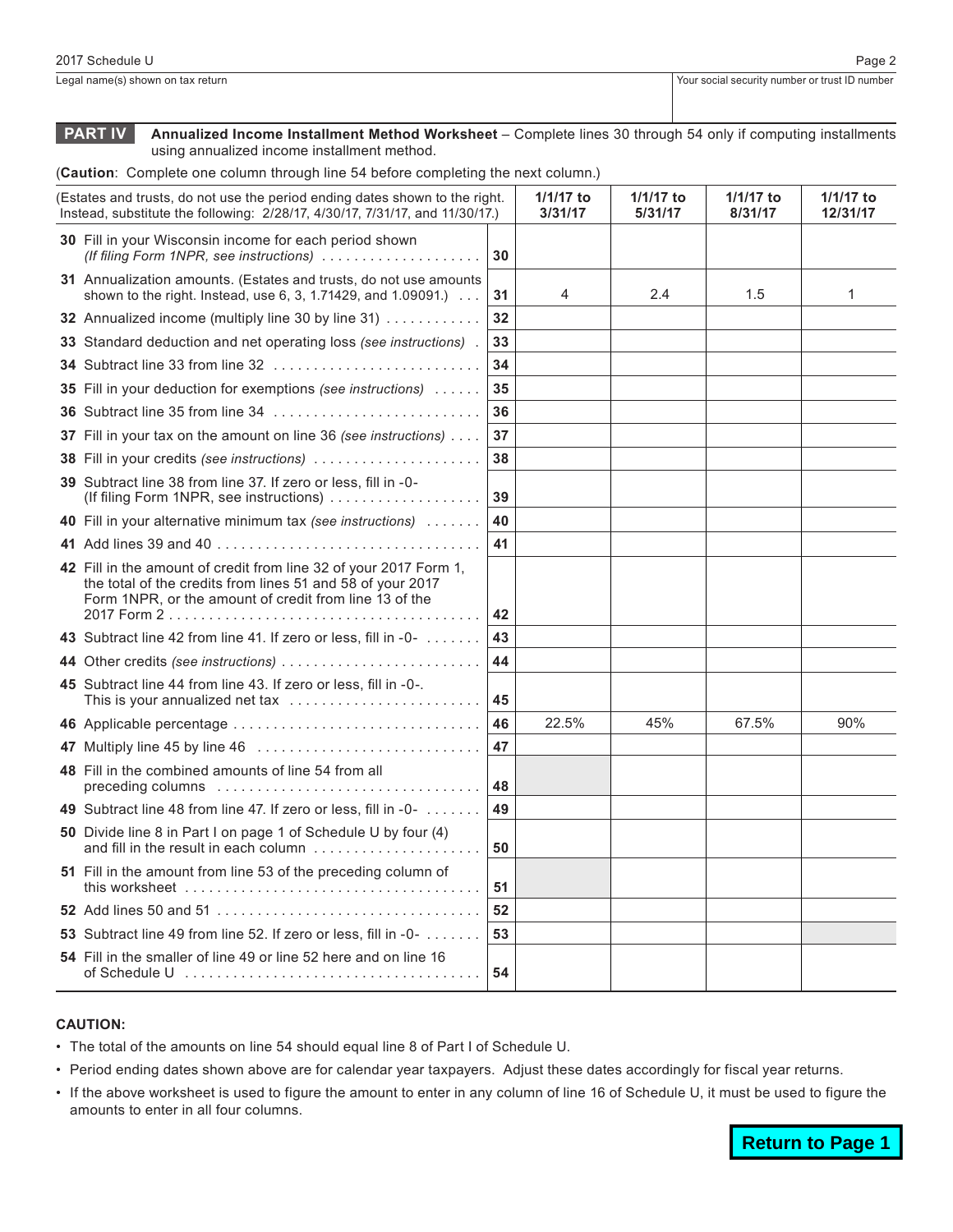2017 Schedule U

Legal name(s) shown on tax return | Your social security number or trust ID number

## PART IV Annualized Income Installment Method Worksheet

**Annualized Income Installment Method Worksheet** – Complete lines 30 through 54 only if computing installments using annualized income installment method.

(**Caution**: Complete one column through line 54 before completing the next column.)

| (Estates and trusts, do not use the period ending dates shown to the right. Instead, substitute the following: 2/28/17, 4/30/17, 7/31/17, and 11/30/17.) | | 1/1/17 to 3/31/17 | 1/1/17 to 5/31/17 | 1/1/17 to 8/31/17 | 1/1/17 to 12/31/17 |
|---|---|---|---|---|---|
| **30** Fill in your Wisconsin income for each period shown *(If filing Form 1NPR, see instructions)* | **30** | | | | |
| **31** Annualization amounts. (Estates and trusts, do not use amounts shown to the right. Instead, use 6, 3, 1.71429, and 1.09091.) | **31** | 4 | 2.4 | 1.5 | 1 |
| **32** Annualized income (multiply line 30 by line 31) | **32** | | | | |
| **33** Standard deduction and net operating loss *(see instructions)* | **33** | | | | |
| **34** Subtract line 33 from line 32 | **34** | | | | |
| **35** Fill in your deduction for exemptions *(see instructions)* | **35** | | | | |
| **36** Subtract line 35 from line 34 | **36** | | | | |
| **37** Fill in your tax on the amount on line 36 *(see instructions)* | **37** | | | | |
| **38** Fill in your credits *(see instructions)* | **38** | | | | |
| **39** Subtract line 38 from line 37. If zero or less, fill in -0- (If filing Form 1NPR, see instructions) | **39** | | | | |
| **40** Fill in your alternative minimum tax *(see instructions)* | **40** | | | | |
| **41** Add lines 39 and 40 | **41** | | | | |
| **42** Fill in the amount of credit from line 32 of your 2017 Form 1, the total of the credits from lines 51 and 58 of your 2017 Form 1NPR, or the amount of credit from line 13 of the 2017 Form 2 | **42** | | | | |
| **43** Subtract line 42 from line 41. If zero or less, fill in -0- | **43** | | | | |
| **44** Other credits *(see instructions)* | **44** | | | | |
| **45** Subtract line 44 from line 43. If zero or less, fill in -0-. This is your annualized net tax | **45** | | | | |
| **46** Applicable percentage | **46** | 22.5% | 45% | 67.5% | 90% |
| **47** Multiply line 45 by line 46 | **47** | | | | |
| **48** Fill in the combined amounts of line 54 from all preceding columns | **48** | | | | |
| **49** Subtract line 48 from line 47. If zero or less, fill in -0- | **49** | | | | |
| **50** Divide line 8 in Part I on page 1 of Schedule U by four (4) and fill in the result in each column | **50** | | | | |
| **51** Fill in the amount from line 53 of the preceding column of this worksheet | **51** | | | | |
| **52** Add lines 50 and 51 | **52** | | | | |
| **53** Subtract line 49 from line 52. If zero or less, fill in -0- | **53** | | | | |
| **54** Fill in the smaller of line 49 or line 52 here and on line 16 of Schedule U | **54** | | | | |

**CAUTION:**

- The total of the amounts on line 54 should equal line 8 of Part I of Schedule U.
- Period ending dates shown above are for calendar year taxpayers. Adjust these dates accordingly for fiscal year returns.
- If the above worksheet is used to figure the amount to enter in any column of line 16 of Schedule U, it must be used to figure the amounts to enter in all four columns.

**Return to Page 1**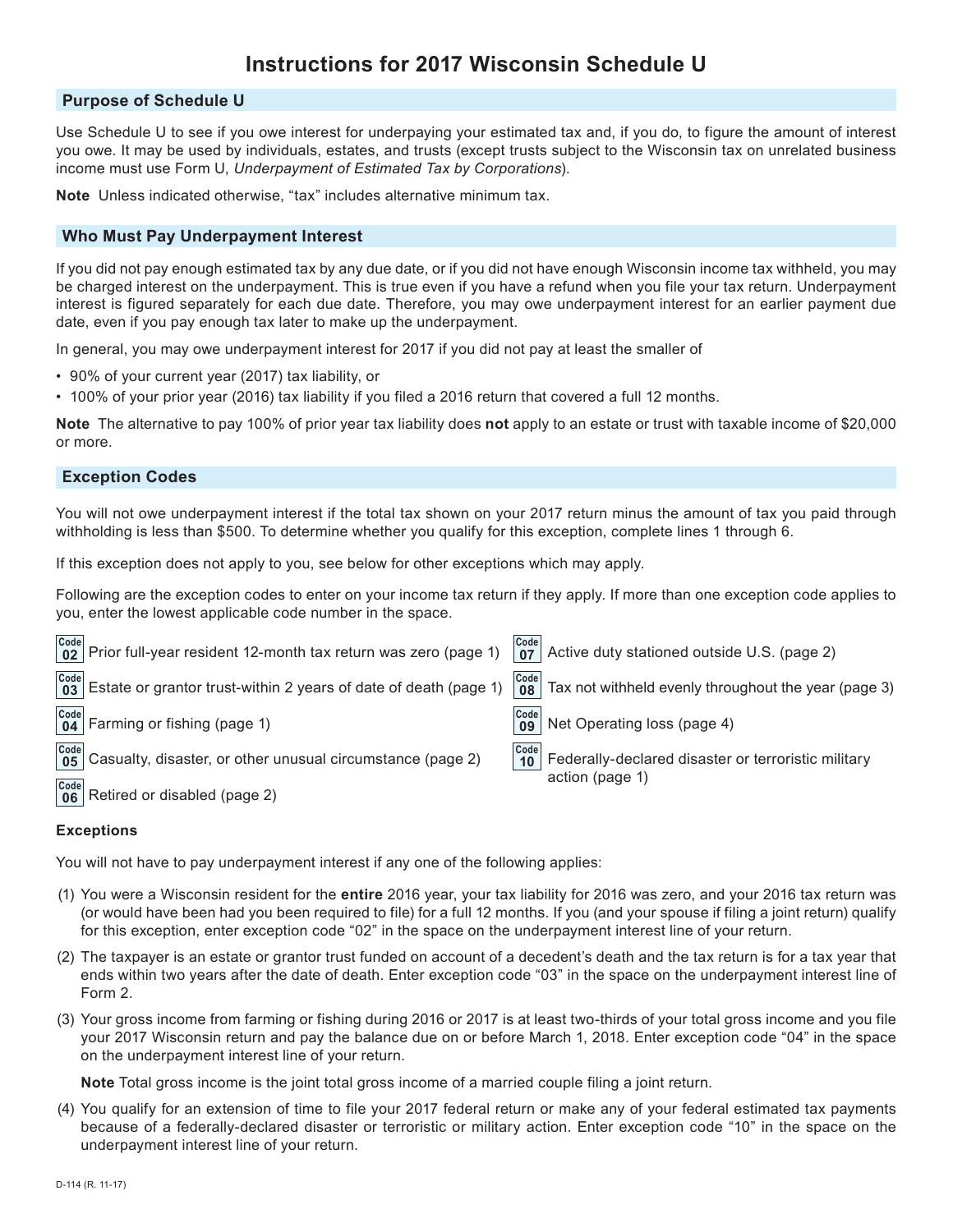# Instructions for 2017 Wisconsin Schedule U

## Purpose of Schedule U

Use Schedule U to see if you owe interest for underpaying your estimated tax and, if you do, to figure the amount of interest you owe. It may be used by individuals, estates, and trusts (except trusts subject to the Wisconsin tax on unrelated business income must use Form U, *Underpayment of Estimated Tax by Corporations*).

**Note** Unless indicated otherwise, "tax" includes alternative minimum tax.

## Who Must Pay Underpayment Interest

If you did not pay enough estimated tax by any due date, or if you did not have enough Wisconsin income tax withheld, you may be charged interest on the underpayment. This is true even if you have a refund when you file your tax return. Underpayment interest is figured separately for each due date. Therefore, you may owe underpayment interest for an earlier payment due date, even if you pay enough tax later to make up the underpayment.

In general, you may owe underpayment interest for 2017 if you did not pay at least the smaller of

- 90% of your current year (2017) tax liability, or
- 100% of your prior year (2016) tax liability if you filed a 2016 return that covered a full 12 months.

**Note** The alternative to pay 100% of prior year tax liability does **not** apply to an estate or trust with taxable income of $20,000 or more.

## Exception Codes

You will not owe underpayment interest if the total tax shown on your 2017 return minus the amount of tax you paid through withholding is less than $500. To determine whether you qualify for this exception, complete lines 1 through 6.

If this exception does not apply to you, see below for other exceptions which may apply.

Following are the exception codes to enter on your income tax return if they apply. If more than one exception code applies to you, enter the lowest applicable code number in the space.

- **Code 02** Prior full-year resident 12-month tax return was zero (page 1)
- **Code 03** Estate or grantor trust-within 2 years of date of death (page 1)
- **Code 04** Farming or fishing (page 1)
- **Code 05** Casualty, disaster, or other unusual circumstance (page 2)
- **Code 06** Retired or disabled (page 2)
- **Code 07** Active duty stationed outside U.S. (page 2)
- **Code 08** Tax not withheld evenly throughout the year (page 3)
- **Code 09** Net Operating loss (page 4)
- **Code 10** Federally-declared disaster or terroristic military action (page 1)

### Exceptions

You will not have to pay underpayment interest if any one of the following applies:

(1) You were a Wisconsin resident for the **entire** 2016 year, your tax liability for 2016 was zero, and your 2016 tax return was (or would have been had you been required to file) for a full 12 months. If you (and your spouse if filing a joint return) qualify for this exception, enter exception code "02" in the space on the underpayment interest line of your return.

(2) The taxpayer is an estate or grantor trust funded on account of a decedent's death and the tax return is for a tax year that ends within two years after the date of death. Enter exception code "03" in the space on the underpayment interest line of Form 2.

(3) Your gross income from farming or fishing during 2016 or 2017 is at least two-thirds of your total gross income and you file your 2017 Wisconsin return and pay the balance due on or before March 1, 2018. Enter exception code "04" in the space on the underpayment interest line of your return.

**Note** Total gross income is the joint total gross income of a married couple filing a joint return.

(4) You qualify for an extension of time to file your 2017 federal return or make any of your federal estimated tax payments because of a federally-declared disaster or terroristic or military action. Enter exception code "10" in the space on the underpayment interest line of your return.

D-114 (R. 11-17)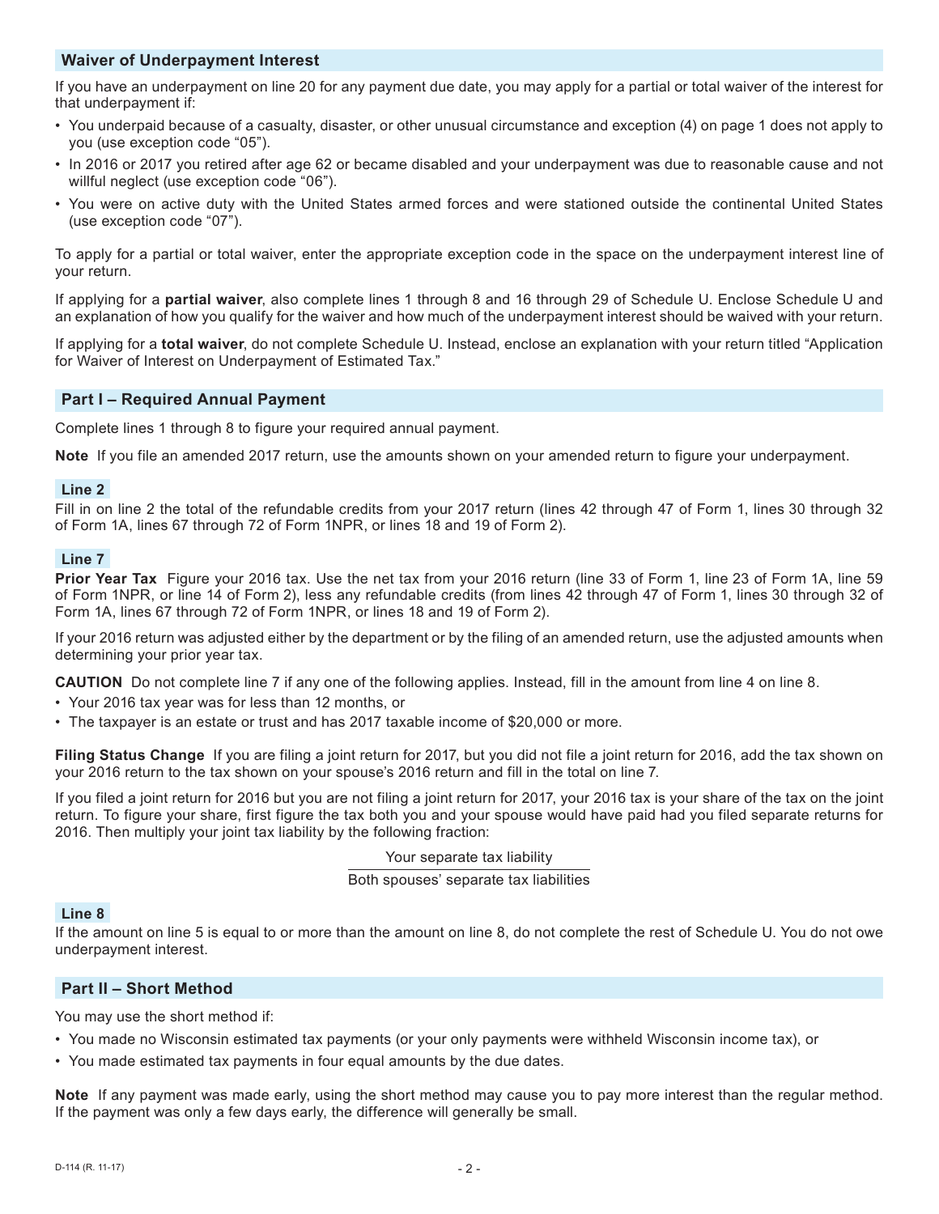## Waiver of Underpayment Interest

If you have an underpayment on line 20 for any payment due date, you may apply for a partial or total waiver of the interest for that underpayment if:

- You underpaid because of a casualty, disaster, or other unusual circumstance and exception (4) on page 1 does not apply to you (use exception code "05").
- In 2016 or 2017 you retired after age 62 or became disabled and your underpayment was due to reasonable cause and not willful neglect (use exception code "06").
- You were on active duty with the United States armed forces and were stationed outside the continental United States (use exception code "07").

To apply for a partial or total waiver, enter the appropriate exception code in the space on the underpayment interest line of your return.

If applying for a **partial waiver**, also complete lines 1 through 8 and 16 through 29 of Schedule U. Enclose Schedule U and an explanation of how you qualify for the waiver and how much of the underpayment interest should be waived with your return.

If applying for a **total waiver**, do not complete Schedule U. Instead, enclose an explanation with your return titled "Application for Waiver of Interest on Underpayment of Estimated Tax."

## Part I – Required Annual Payment

Complete lines 1 through 8 to figure your required annual payment.

**Note** If you file an amended 2017 return, use the amounts shown on your amended return to figure your underpayment.

### Line 2

Fill in on line 2 the total of the refundable credits from your 2017 return (lines 42 through 47 of Form 1, lines 30 through 32 of Form 1A, lines 67 through 72 of Form 1NPR, or lines 18 and 19 of Form 2).

### Line 7

**Prior Year Tax** Figure your 2016 tax. Use the net tax from your 2016 return (line 33 of Form 1, line 23 of Form 1A, line 59 of Form 1NPR, or line 14 of Form 2), less any refundable credits (from lines 42 through 47 of Form 1, lines 30 through 32 of Form 1A, lines 67 through 72 of Form 1NPR, or lines 18 and 19 of Form 2).

If your 2016 return was adjusted either by the department or by the filing of an amended return, use the adjusted amounts when determining your prior year tax.

**CAUTION** Do not complete line 7 if any one of the following applies. Instead, fill in the amount from line 4 on line 8.

- Your 2016 tax year was for less than 12 months, or
- The taxpayer is an estate or trust and has 2017 taxable income of $20,000 or more.

**Filing Status Change** If you are filing a joint return for 2017, but you did not file a joint return for 2016, add the tax shown on your 2016 return to the tax shown on your spouse's 2016 return and fill in the total on line 7.

If you filed a joint return for 2016 but you are not filing a joint return for 2017, your 2016 tax is your share of the tax on the joint return. To figure your share, first figure the tax both you and your spouse would have paid had you filed separate returns for 2016. Then multiply your joint tax liability by the following fraction:

$$\frac{\text{Your separate tax liability}}{\text{Both spouses' separate tax liabilities}}$$

### Line 8

If the amount on line 5 is equal to or more than the amount on line 8, do not complete the rest of Schedule U. You do not owe underpayment interest.

## Part II – Short Method

You may use the short method if:

- You made no Wisconsin estimated tax payments (or your only payments were withheld Wisconsin income tax), or
- You made estimated tax payments in four equal amounts by the due dates.

**Note** If any payment was made early, using the short method may cause you to pay more interest than the regular method. If the payment was only a few days early, the difference will generally be small.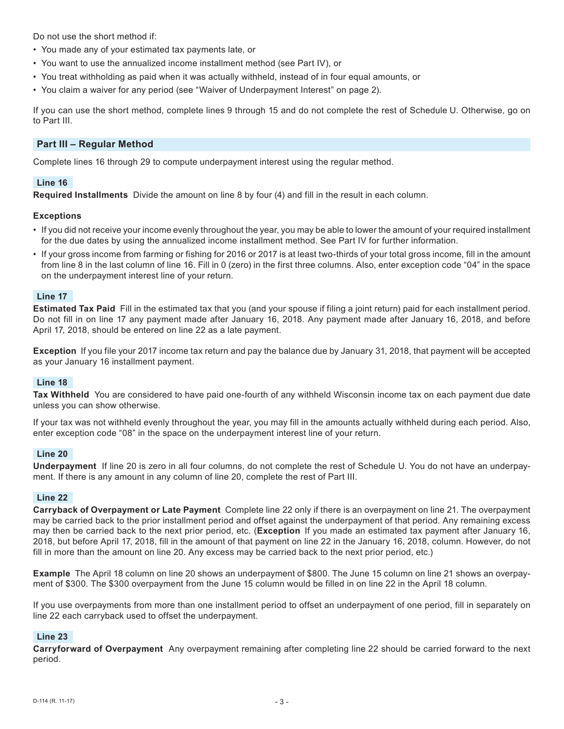Do not use the short method if:

- You made any of your estimated tax payments late, or
- You want to use the annualized income installment method (see Part IV), or
- You treat withholding as paid when it was actually withheld, instead of in four equal amounts, or
- You claim a waiver for any period (see "Waiver of Underpayment Interest" on page 2).

If you can use the short method, complete lines 9 through 15 and do not complete the rest of Schedule U. Otherwise, go on to Part III.

## Part III – Regular Method

Complete lines 16 through 29 to compute underpayment interest using the regular method.

### Line 16

**Required Installments** Divide the amount on line 8 by four (4) and fill in the result in each column.

**Exceptions**

- If you did not receive your income evenly throughout the year, you may be able to lower the amount of your required installment for the due dates by using the annualized income installment method. See Part IV for further information.
- If your gross income from farming or fishing for 2016 or 2017 is at least two-thirds of your total gross income, fill in the amount from line 8 in the last column of line 16. Fill in 0 (zero) in the first three columns. Also, enter exception code "04" in the space on the underpayment interest line of your return.

### Line 17

**Estimated Tax Paid** Fill in the estimated tax that you (and your spouse if filing a joint return) paid for each installment period. Do not fill in on line 17 any payment made after January 16, 2018. Any payment made after January 16, 2018, and before April 17, 2018, should be entered on line 22 as a late payment.

**Exception** If you file your 2017 income tax return and pay the balance due by January 31, 2018, that payment will be accepted as your January 16 installment payment.

### Line 18

**Tax Withheld** You are considered to have paid one-fourth of any withheld Wisconsin income tax on each payment due date unless you can show otherwise.

If your tax was not withheld evenly throughout the year, you may fill in the amounts actually withheld during each period. Also, enter exception code "08" in the space on the underpayment interest line of your return.

### Line 20

**Underpayment** If line 20 is zero in all four columns, do not complete the rest of Schedule U. You do not have an underpayment. If there is any amount in any column of line 20, complete the rest of Part III.

### Line 22

**Carryback of Overpayment or Late Payment** Complete line 22 only if there is an overpayment on line 21. The overpayment may be carried back to the prior installment period and offset against the underpayment of that period. Any remaining excess may then be carried back to the next prior period, etc. (**Exception** If you made an estimated tax payment after January 16, 2018, but before April 17, 2018, fill in the amount of that payment on line 22 in the January 16, 2018, column. However, do not fill in more than the amount on line 20. Any excess may be carried back to the next prior period, etc.)

**Example** The April 18 column on line 20 shows an underpayment of $800. The June 15 column on line 21 shows an overpayment of $300. The $300 overpayment from the June 15 column would be filled in on line 22 in the April 18 column.

If you use overpayments from more than one installment period to offset an underpayment of one period, fill in separately on line 22 each carryback used to offset the underpayment.

### Line 23

**Carryforward of Overpayment** Any overpayment remaining after completing line 22 should be carried forward to the next period.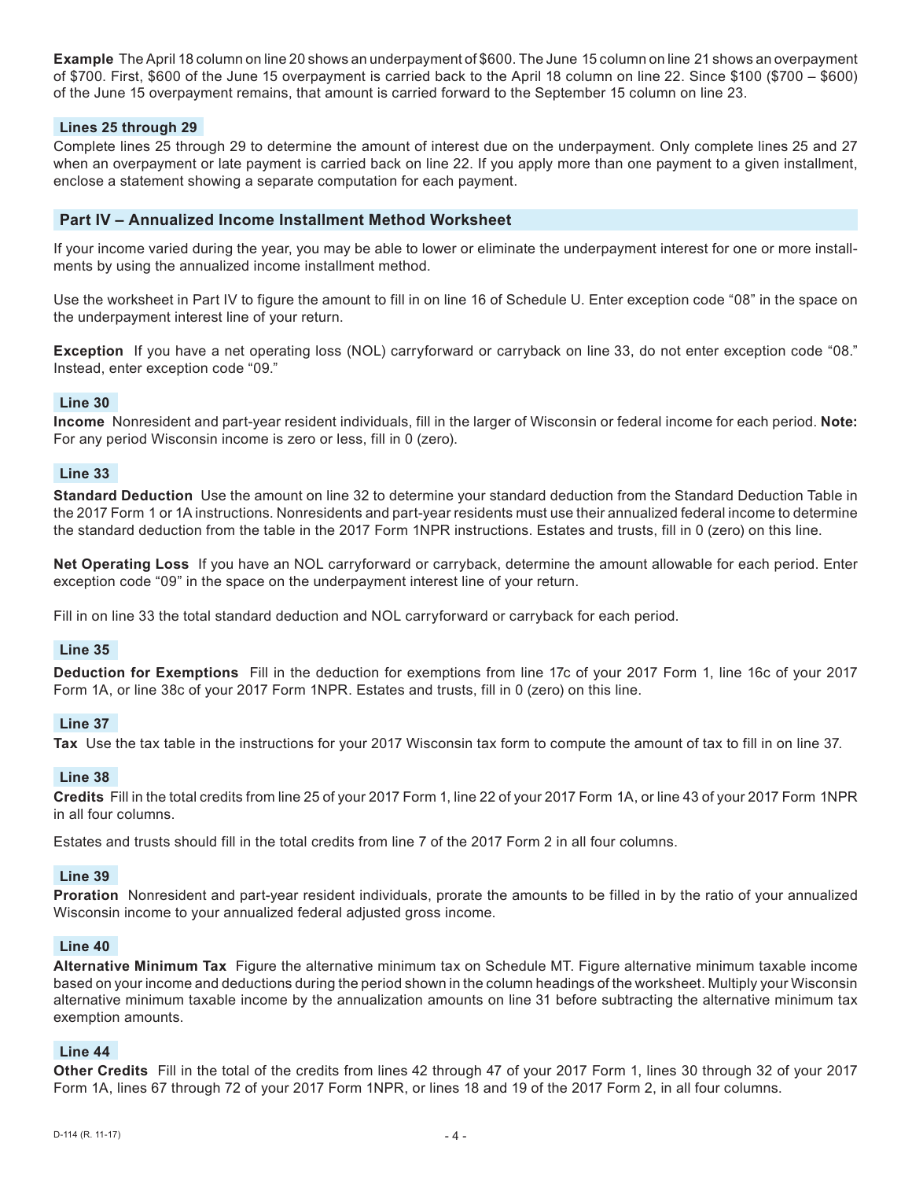**Example** The April 18 column on line 20 shows an underpayment of $600. The June 15 column on line 21 shows an overpayment of $700. First, $600 of the June 15 overpayment is carried back to the April 18 column on line 22. Since $100 ($700 – $600) of the June 15 overpayment remains, that amount is carried forward to the September 15 column on line 23.

### Lines 25 through 29

Complete lines 25 through 29 to determine the amount of interest due on the underpayment. Only complete lines 25 and 27 when an overpayment or late payment is carried back on line 22. If you apply more than one payment to a given installment, enclose a statement showing a separate computation for each payment.

## Part IV – Annualized Income Installment Method Worksheet

If your income varied during the year, you may be able to lower or eliminate the underpayment interest for one or more installments by using the annualized income installment method.

Use the worksheet in Part IV to figure the amount to fill in on line 16 of Schedule U. Enter exception code "08" in the space on the underpayment interest line of your return.

**Exception** If you have a net operating loss (NOL) carryforward or carryback on line 33, do not enter exception code "08." Instead, enter exception code "09."

### Line 30

**Income** Nonresident and part-year resident individuals, fill in the larger of Wisconsin or federal income for each period. **Note:** For any period Wisconsin income is zero or less, fill in 0 (zero).

### Line 33

**Standard Deduction** Use the amount on line 32 to determine your standard deduction from the Standard Deduction Table in the 2017 Form 1 or 1A instructions. Nonresidents and part-year residents must use their annualized federal income to determine the standard deduction from the table in the 2017 Form 1NPR instructions. Estates and trusts, fill in 0 (zero) on this line.

**Net Operating Loss** If you have an NOL carryforward or carryback, determine the amount allowable for each period. Enter exception code "09" in the space on the underpayment interest line of your return.

Fill in on line 33 the total standard deduction and NOL carryforward or carryback for each period.

### Line 35

**Deduction for Exemptions** Fill in the deduction for exemptions from line 17c of your 2017 Form 1, line 16c of your 2017 Form 1A, or line 38c of your 2017 Form 1NPR. Estates and trusts, fill in 0 (zero) on this line.

### Line 37

**Tax** Use the tax table in the instructions for your 2017 Wisconsin tax form to compute the amount of tax to fill in on line 37.

### Line 38

**Credits** Fill in the total credits from line 25 of your 2017 Form 1, line 22 of your 2017 Form 1A, or line 43 of your 2017 Form 1NPR in all four columns.

Estates and trusts should fill in the total credits from line 7 of the 2017 Form 2 in all four columns.

### Line 39

**Proration** Nonresident and part-year resident individuals, prorate the amounts to be filled in by the ratio of your annualized Wisconsin income to your annualized federal adjusted gross income.

### Line 40

**Alternative Minimum Tax** Figure the alternative minimum tax on Schedule MT. Figure alternative minimum taxable income based on your income and deductions during the period shown in the column headings of the worksheet. Multiply your Wisconsin alternative minimum taxable income by the annualization amounts on line 31 before subtracting the alternative minimum tax exemption amounts.

### Line 44

**Other Credits** Fill in the total of the credits from lines 42 through 47 of your 2017 Form 1, lines 30 through 32 of your 2017 Form 1A, lines 67 through 72 of your 2017 Form 1NPR, or lines 18 and 19 of the 2017 Form 2, in all four columns.

D-114 (R. 11-17)